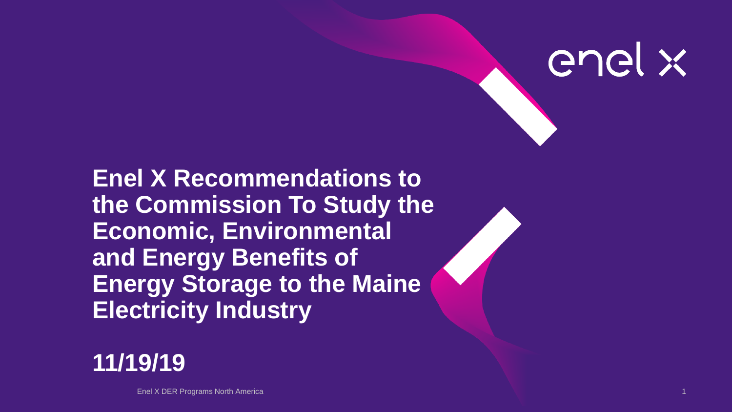enel x

# Enel X Recommendations to the Commission To Study the Economic, Environmental and Energy Benefits of Energy Storage to the Maine Electricity Industry

## 11/19/19

Enel X DER Programs North America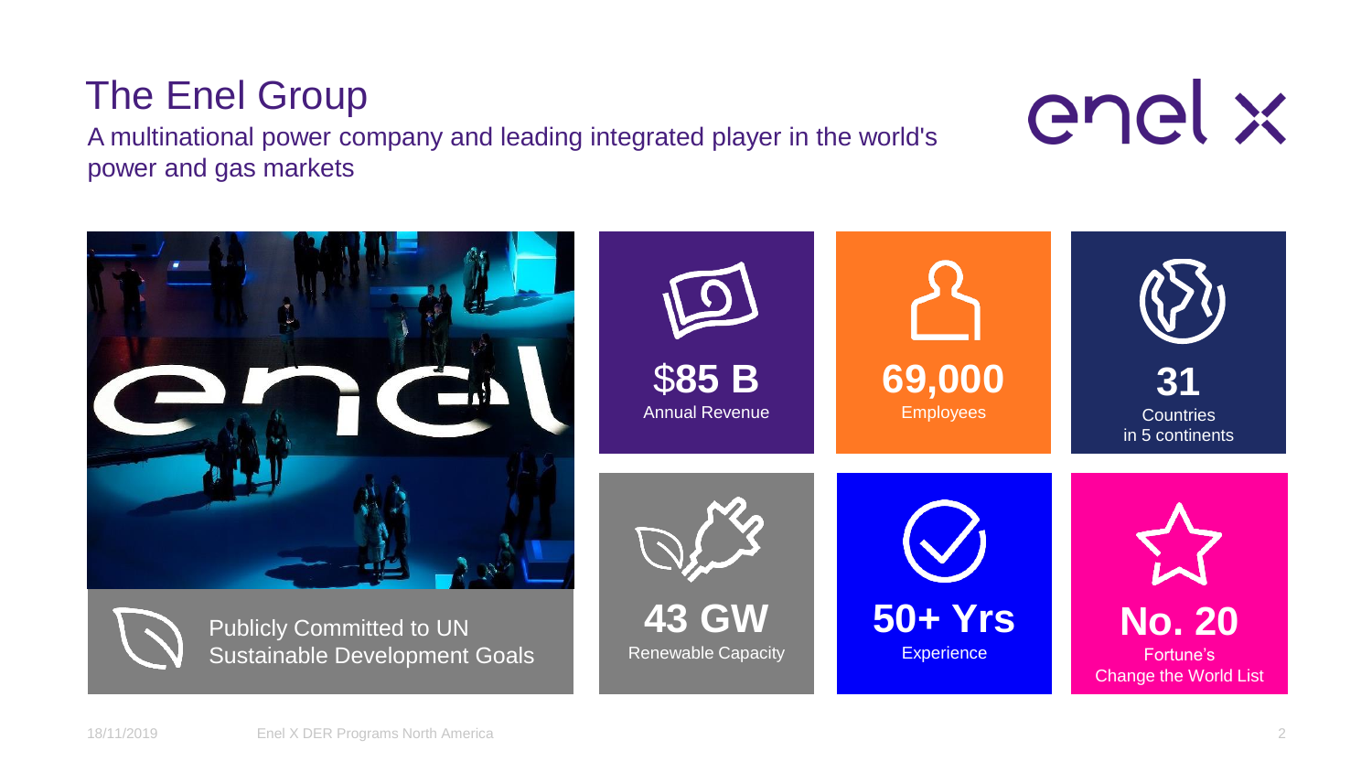# The Enel Group

A multinational power company and leading integrated player in the world's power and gas markets

**$85 B**
Annual Revenue

**69,000**
Employees

**31**
Countries in 5 continents

Publicly Committed to UN Sustainable Development Goals

**43 GW**
Renewable Capacity

**50+ Yrs**
Experience

**No. 20**
Fortune's Change the World List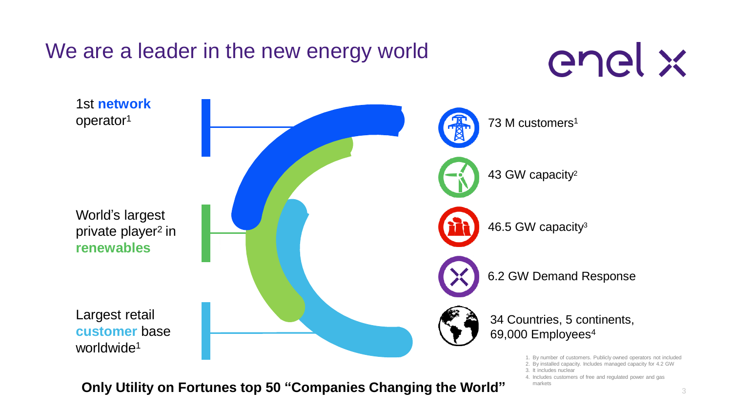# We are a leader in the new energy world

enel x

1st **network** operator[1]

World's largest private player[2] in **renewables**

Largest retail **customer** base worldwide[1]

73 M customers[1]

43 GW capacity[2]

46.5 GW capacity[3]

6.2 GW Demand Response

34 Countries, 5 continents, 69,000 Employees[4]

1. By number of customers. Publicly owned operators not included
2. By installed capacity. Includes managed capacity for 4.2 GW
3. It includes nuclear
4. Includes customers of free and regulated power and gas markets

**Only Utility on Fortunes top 50 "Companies Changing the World"**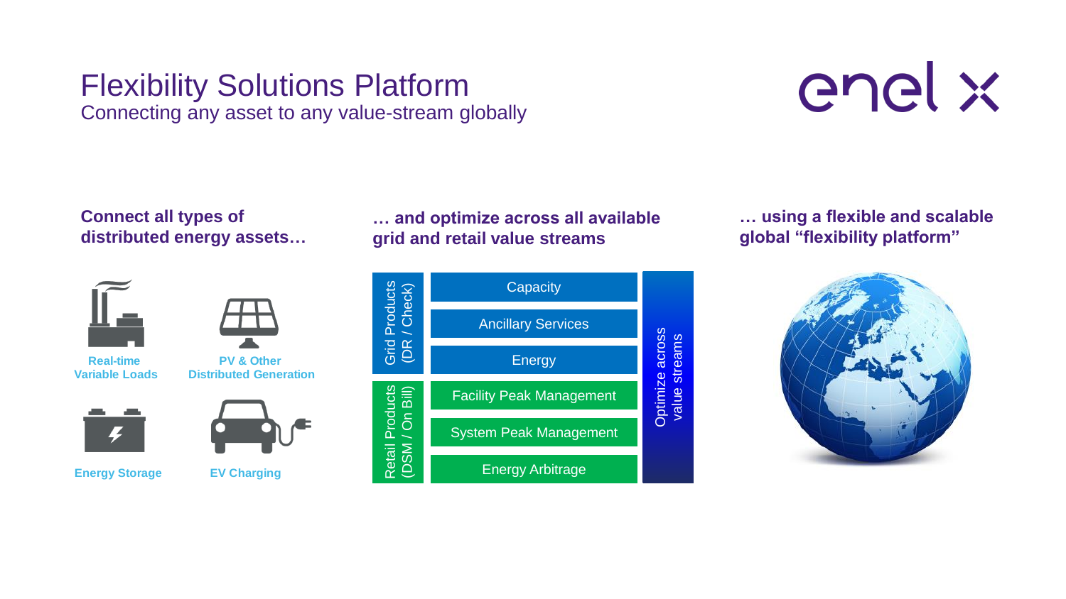# Flexibility Solutions Platform

Connecting any asset to any value-stream globally

enel x

**Connect all types of distributed energy assets…**

- Real-time Variable Loads
- PV & Other Distributed Generation
- Energy Storage
- EV Charging

**… and optimize across all available grid and retail value streams**

| | | |
|---|---|---|
| Grid Products (DR / Check) | Capacity | Optimize across value streams |
| | Ancillary Services | |
| | Energy | |
| Retail Products (DSM / On Bill) | Facility Peak Management | |
| | System Peak Management | |
| | Energy Arbitrage | |

**… using a flexible and scalable global "flexibility platform"**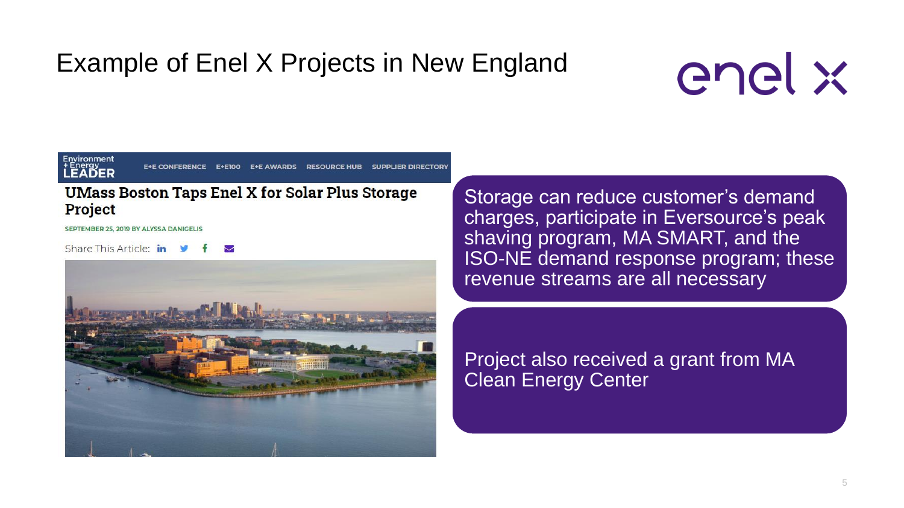# Example of Enel X Projects in New England

enel x

Environment + Energy LEADER

E+E CONFERENCE E+E100 E+E AWARDS RESOURCE HUB SUPPLIER DIRECTORY

**UMass Boston Taps Enel X for Solar Plus Storage Project**

SEPTEMBER 25, 2019 BY ALYSSA DANIGELIS

Share This Article:

Storage can reduce customer's demand charges, participate in Eversource's peak shaving program, MA SMART, and the ISO-NE demand response program; these revenue streams are all necessary

Project also received a grant from MA Clean Energy Center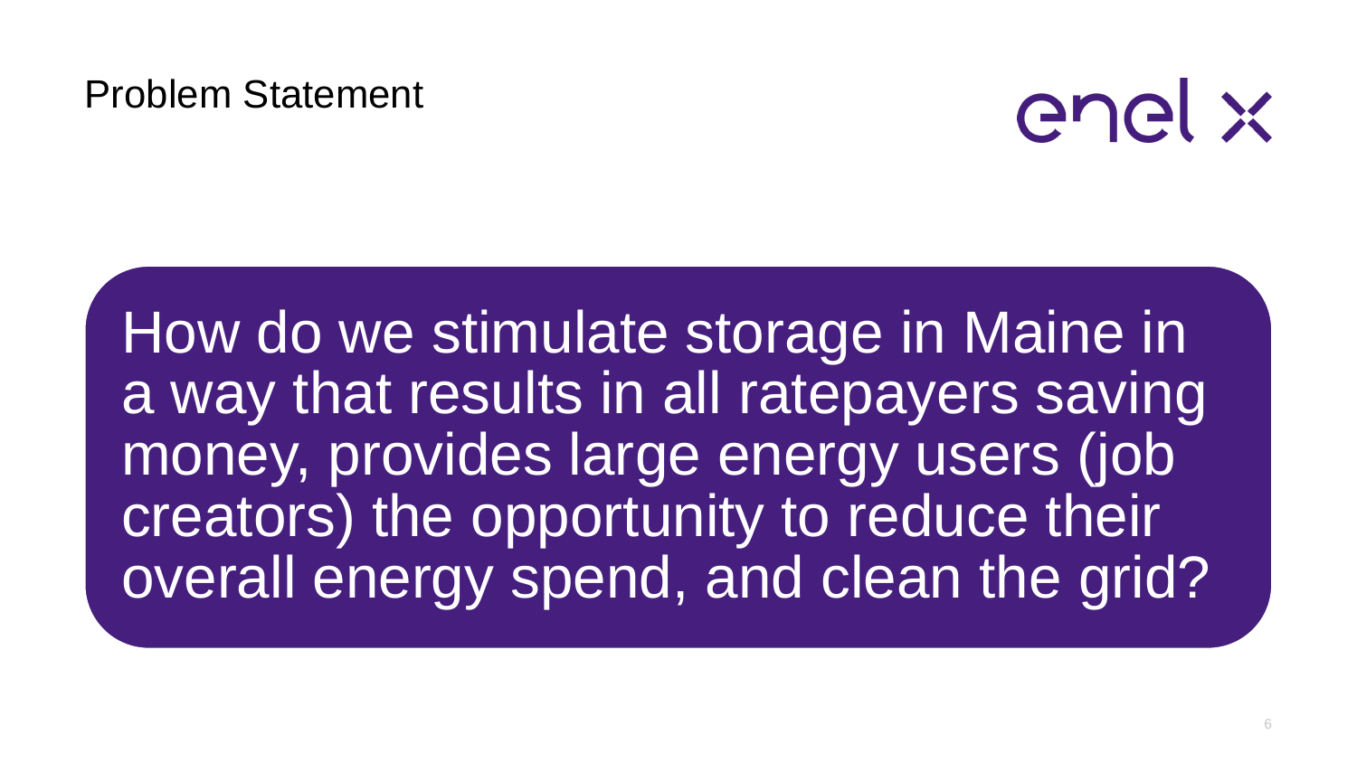# Problem Statement

How do we stimulate storage in Maine in a way that results in all ratepayers saving money, provides large energy users (job creators) the opportunity to reduce their overall energy spend, and clean the grid?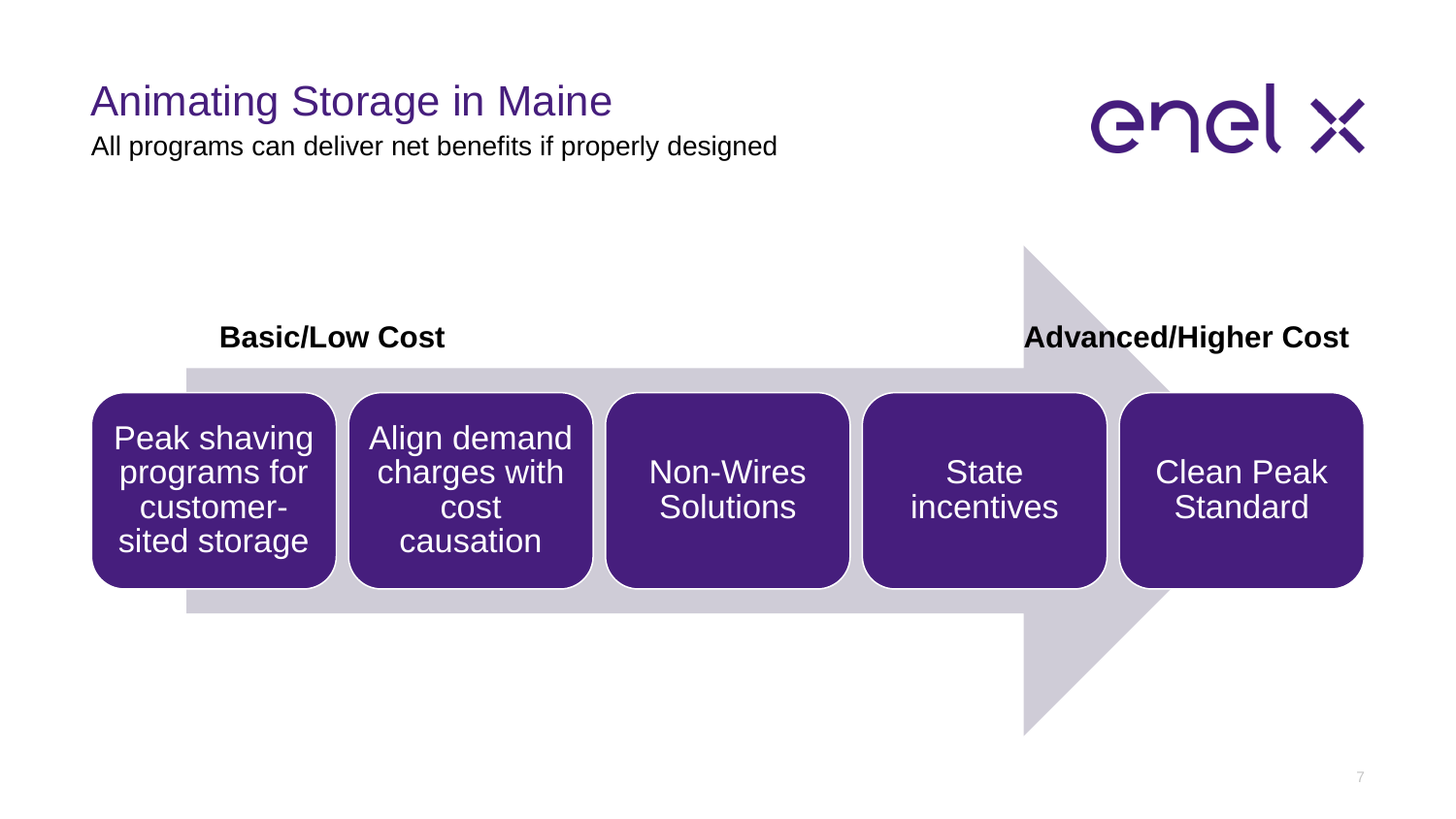# Animating Storage in Maine

All programs can deliver net benefits if properly designed

enel x

**Basic/Low Cost** → **Advanced/Higher Cost**

- Peak shaving programs for customer-sited storage
- Align demand charges with cost causation
- Non-Wires Solutions
- State incentives
- Clean Peak Standard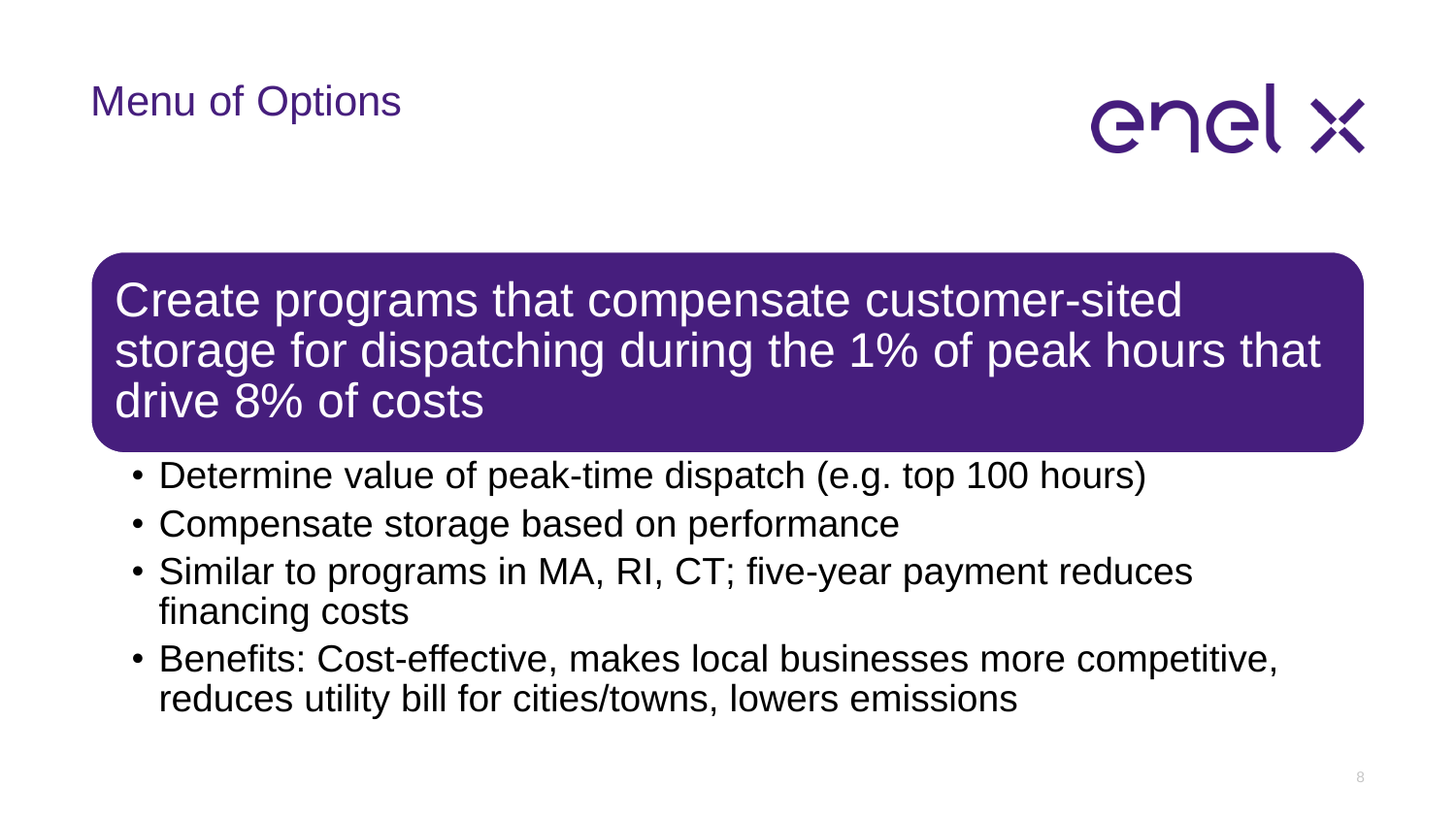# Menu of Options

enel x

## Create programs that compensate customer-sited storage for dispatching during the 1% of peak hours that drive 8% of costs

- Determine value of peak-time dispatch (e.g. top 100 hours)
- Compensate storage based on performance
- Similar to programs in MA, RI, CT; five-year payment reduces financing costs
- Benefits: Cost-effective, makes local businesses more competitive, reduces utility bill for cities/towns, lowers emissions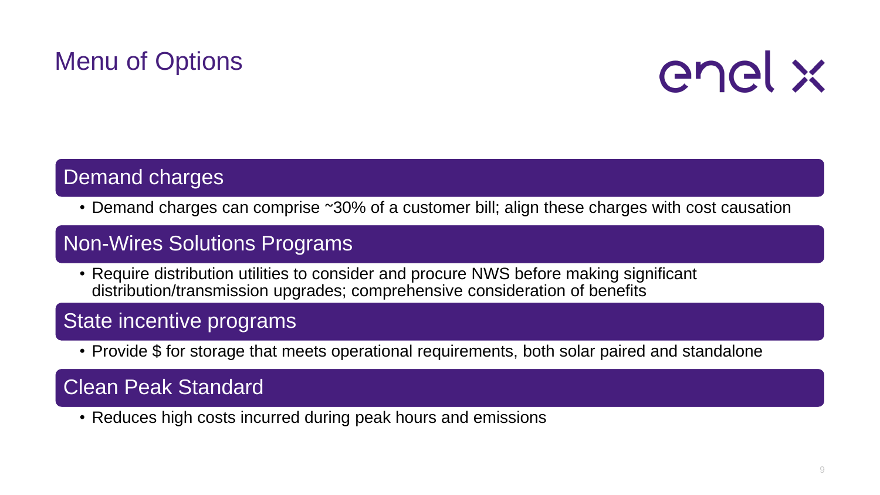# Menu of Options

## Demand charges

- Demand charges can comprise ~30% of a customer bill; align these charges with cost causation

## Non-Wires Solutions Programs

- Require distribution utilities to consider and procure NWS before making significant distribution/transmission upgrades; comprehensive consideration of benefits

## State incentive programs

- Provide $ for storage that meets operational requirements, both solar paired and standalone

## Clean Peak Standard

- Reduces high costs incurred during peak hours and emissions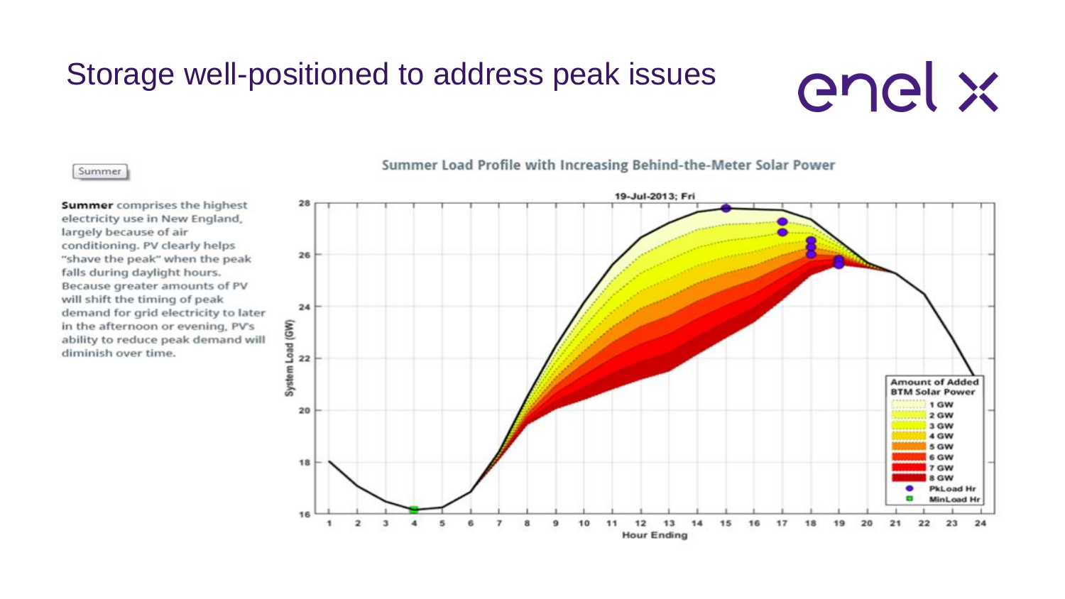# Storage well-positioned to address peak issues

Summer

**Summer** comprises the highest electricity use in New England, largely because of air conditioning. PV clearly helps "shave the peak" when the peak falls during daylight hours. Because greater amounts of PV will shift the timing of peak demand for grid electricity to later in the afternoon or evening, PV's ability to reduce peak demand will diminish over time.

Summer Load Profile with Increasing Behind-the-Meter Solar Power

19-Jul-2013; Fri

System Load (GW)

Hour Ending

Amount of Added BTM Solar Power: 1 GW, 2 GW, 3 GW, 4 GW, 5 GW, 6 GW, 7 GW, 8 GW, PkLoad Hr, MinLoad Hr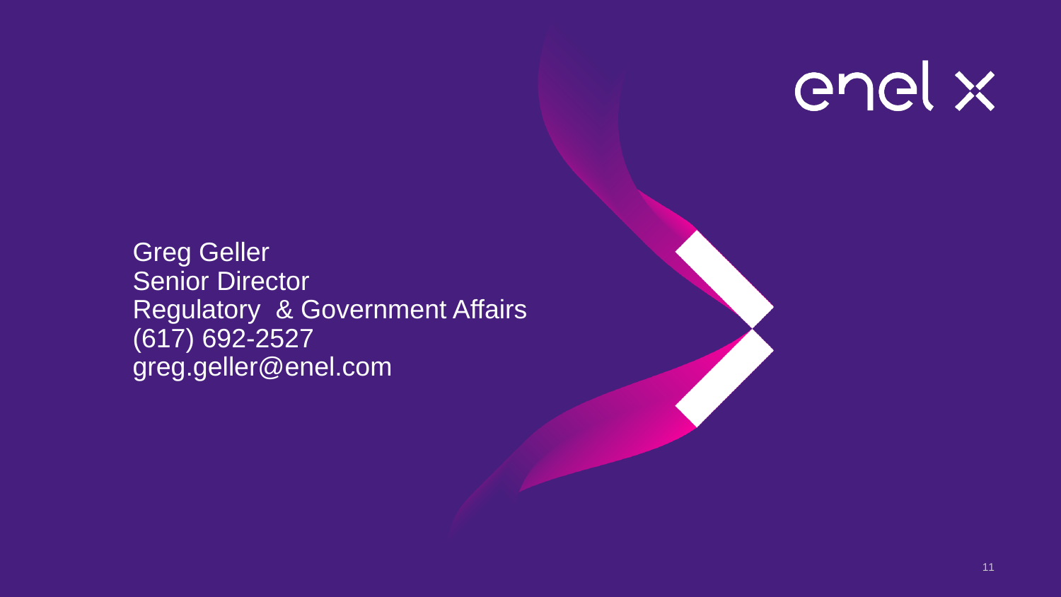enel x

Greg Geller
Senior Director
Regulatory & Government Affairs
(617) 692-2527
greg.geller@enel.com